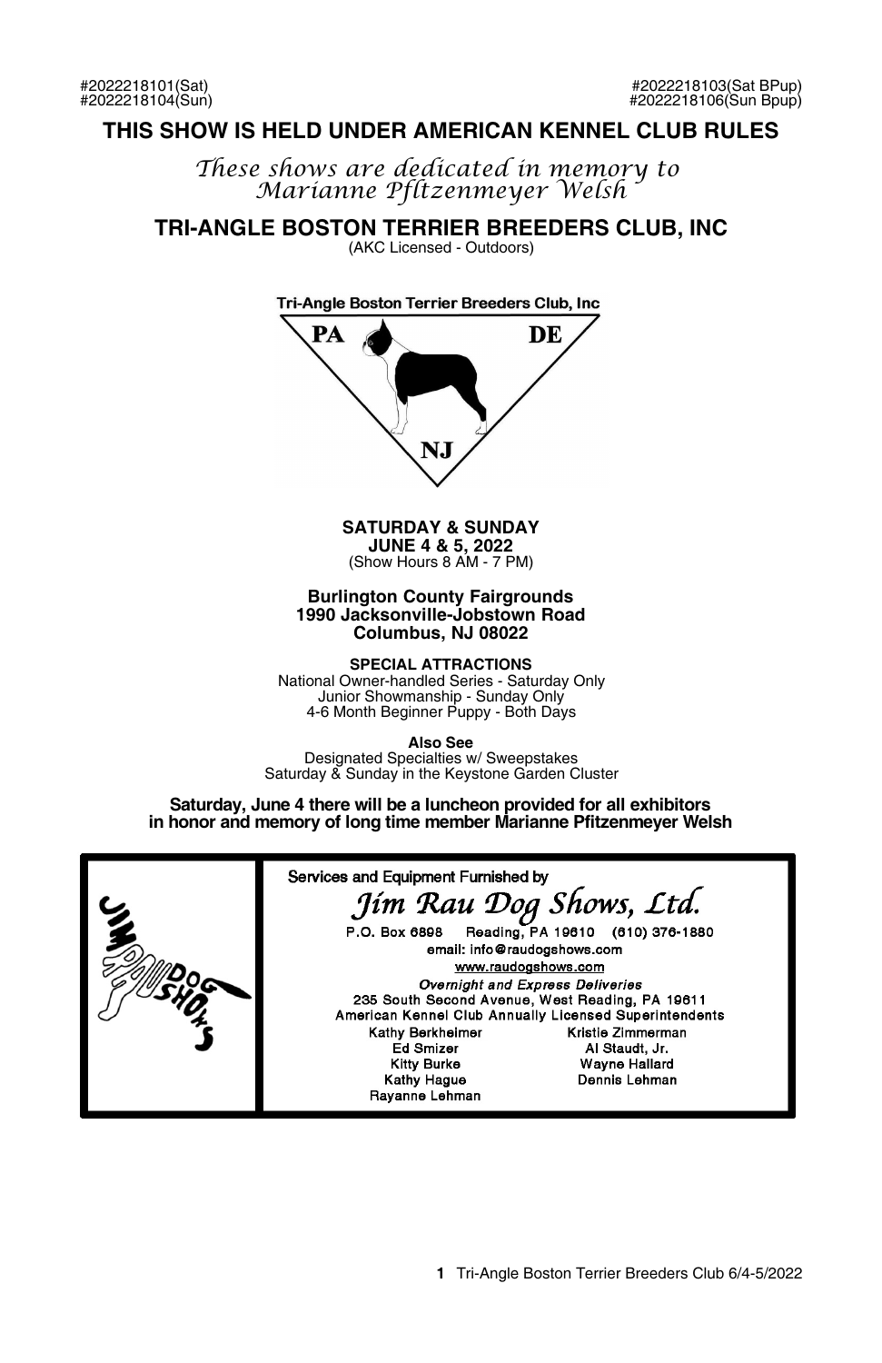#2022218101(Sat)
#2022218104(Sun)

#2022218103(Sat BPup)
#2022218106(Sun Bpup)

## THIS SHOW IS HELD UNDER AMERICAN KENNEL CLUB RULES

*These shows are dedicated in memory to Marianne Pfltzenmeyer Welsh*

# TRI-ANGLE BOSTON TERRIER BREEDERS CLUB, INC

(AKC Licensed - Outdoors)

Tri-Angle Boston Terrier Breeders Club, Inc

PA DE NJ

**SATURDAY & SUNDAY**
**JUNE 4 & 5, 2022**
(Show Hours 8 AM - 7 PM)

**Burlington County Fairgrounds**
**1990 Jacksonville-Jobstown Road**
**Columbus, NJ 08022**

**SPECIAL ATTRACTIONS**
National Owner-handled Series - Saturday Only
Junior Showmanship - Sunday Only
4-6 Month Beginner Puppy - Both Days

**Also See**
Designated Specialties w/ Sweepstakes
Saturday & Sunday in the Keystone Garden Cluster

**Saturday, June 4 there will be a luncheon provided for all exhibitors in honor and memory of long time member Marianne Pfitzenmeyer Welsh**

Services and Equipment Furnished by

*Jim Rau Dog Shows, Ltd.*

P.O. Box 6898 Reading, PA 19610 (610) 376-1880
email: info@raudogshows.com
www.raudogshows.com
*Overnight and Express Deliveries*
235 South Second Avenue, West Reading, PA 19611
American Kennel Club Annually Licensed Superintendents

Kathy Berkheimer
Ed Smizer
Kitty Burke
Kathy Hague
Rayanne Lehman
Kristie Zimmerman
Al Staudt, Jr.
Wayne Hallard
Dennis Lehman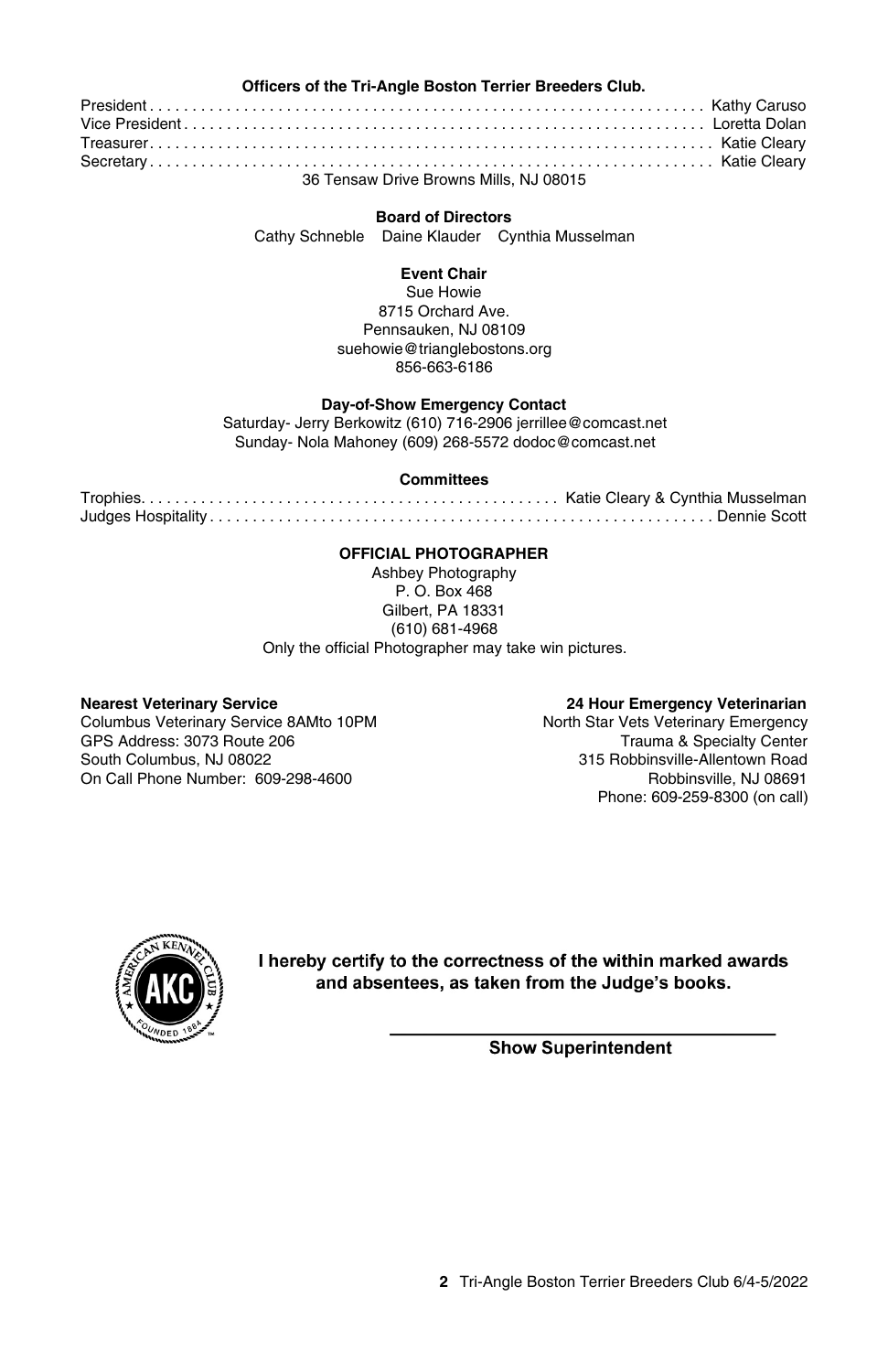**Officers of the Tri-Angle Boston Terrier Breeders Club.**

President . . . . . . . . . . . . . . . . . . . . . . . . . . . . . . . . . . . . . . . . . . . . . . . . . . . . . . . . . . . . . . . . Kathy Caruso
Vice President . . . . . . . . . . . . . . . . . . . . . . . . . . . . . . . . . . . . . . . . . . . . . . . . . . . . . . . . . . . . . Loretta Dolan
Treasurer . . . . . . . . . . . . . . . . . . . . . . . . . . . . . . . . . . . . . . . . . . . . . . . . . . . . . . . . . . . . . . . . . . Katie Cleary
Secretary . . . . . . . . . . . . . . . . . . . . . . . . . . . . . . . . . . . . . . . . . . . . . . . . . . . . . . . . . . . . . . . . . Katie Cleary
36 Tensaw Drive Browns Mills, NJ 08015

**Board of Directors**

Cathy Schneble Daine Klauder Cynthia Musselman

**Event Chair**

Sue Howie
8715 Orchard Ave.
Pennsauken, NJ 08109
suehowie@trianglebostons.org
856-663-6186

**Day-of-Show Emergency Contact**

Saturday- Jerry Berkowitz (610) 716-2906 jerrillee@comcast.net
Sunday- Nola Mahoney (609) 268-5572 dodoc@comcast.net

**Committees**

Trophies. . . . . . . . . . . . . . . . . . . . . . . . . . . . . . . . . . . . . . . . . . . . . . . . . Katie Cleary & Cynthia Musselman
Judges Hospitality . . . . . . . . . . . . . . . . . . . . . . . . . . . . . . . . . . . . . . . . . . . . . . . . . . . . . . . . . . . . Dennie Scott

**OFFICIAL PHOTOGRAPHER**

Ashbey Photography
P. O. Box 468
Gilbert, PA 18331
(610) 681-4968
Only the official Photographer may take win pictures.

**Nearest Veterinary Service**
Columbus Veterinary Service 8AMto 10PM
GPS Address: 3073 Route 206
South Columbus, NJ 08022
On Call Phone Number: 609-298-4600

**24 Hour Emergency Veterinarian**
North Star Vets Veterinary Emergency
Trauma & Specialty Center
315 Robbinsville-Allentown Road
Robbinsville, NJ 08691
Phone: 609-259-8300 (on call)

**I hereby certify to the correctness of the within marked awards and absentees, as taken from the Judge's books.**

\_\_\_\_\_\_\_\_\_\_\_\_\_\_\_\_\_\_\_\_\_\_\_\_\_\_\_\_\_\_\_\_\_\_\_\_

**Show Superintendent**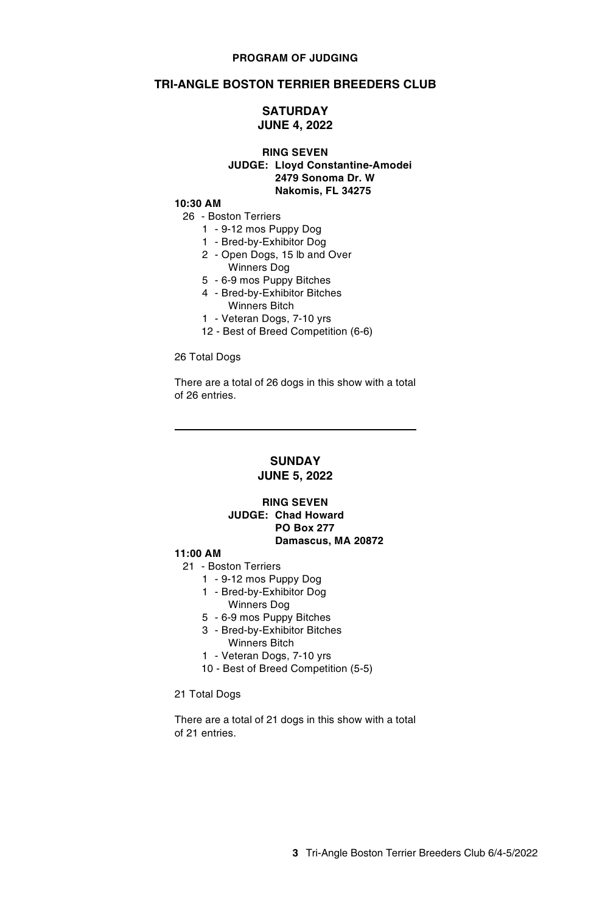**PROGRAM OF JUDGING**

## TRI-ANGLE BOSTON TERRIER BREEDERS CLUB

### SATURDAY
### JUNE 4, 2022

**RING SEVEN**
**JUDGE: Lloyd Constantine-Amodei**
**2479 Sonoma Dr. W**
**Nakomis, FL 34275**

**10:30 AM**

26 - Boston Terriers
- 1 - 9-12 mos Puppy Dog
- 1 - Bred-by-Exhibitor Dog
- 2 - Open Dogs, 15 lb and Over
  - Winners Dog
- 5 - 6-9 mos Puppy Bitches
- 4 - Bred-by-Exhibitor Bitches
  - Winners Bitch
- 1 - Veteran Dogs, 7-10 yrs
- 12 - Best of Breed Competition (6-6)

26 Total Dogs

There are a total of 26 dogs in this show with a total of 26 entries.

---

### SUNDAY
### JUNE 5, 2022

**RING SEVEN**
**JUDGE: Chad Howard**
**PO Box 277**
**Damascus, MA 20872**

**11:00 AM**

21 - Boston Terriers
- 1 - 9-12 mos Puppy Dog
- 1 - Bred-by-Exhibitor Dog
  - Winners Dog
- 5 - 6-9 mos Puppy Bitches
- 3 - Bred-by-Exhibitor Bitches
  - Winners Bitch
- 1 - Veteran Dogs, 7-10 yrs
- 10 - Best of Breed Competition (5-5)

21 Total Dogs

There are a total of 21 dogs in this show with a total of 21 entries.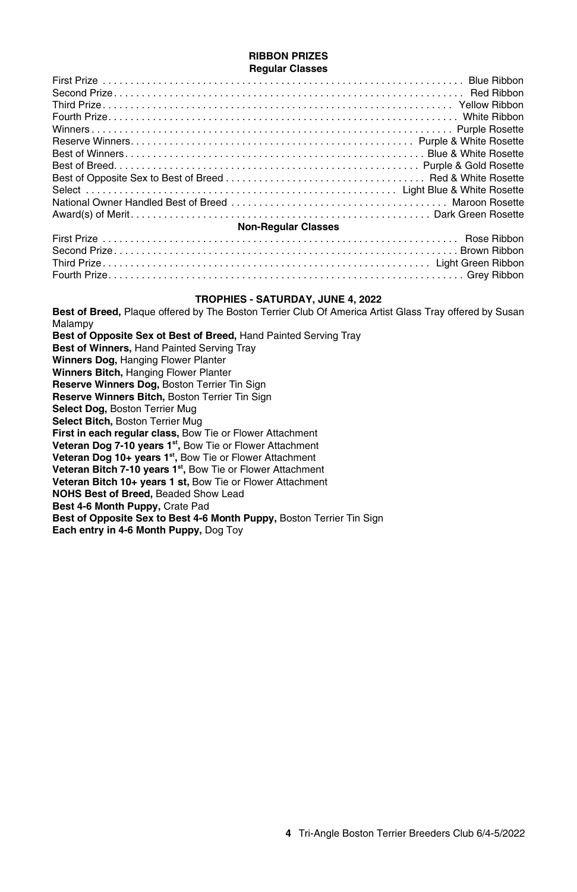## RIBBON PRIZES

### Regular Classes

| Prize | Award |
|---|---|
| First Prize | Blue Ribbon |
| Second Prize | Red Ribbon |
| Third Prize | Yellow Ribbon |
| Fourth Prize | White Ribbon |
| Winners | Purple Rosette |
| Reserve Winners | Purple & White Rosette |
| Best of Winners | Blue & White Rosette |
| Best of Breed | Purple & Gold Rosette |
| Best of Opposite Sex to Best of Breed | Red & White Rosette |
| Select | Light Blue & White Rosette |
| National Owner Handled Best of Breed | Maroon Rosette |
| Award(s) of Merit | Dark Green Rosette |

### Non-Regular Classes

| Prize | Award |
|---|---|
| First Prize | Rose Ribbon |
| Second Prize | Brown Ribbon |
| Third Prize | Light Green Ribbon |
| Fourth Prize | Grey Ribbon |

## TROPHIES - SATURDAY, JUNE 4, 2022

**Best of Breed,** Plaque offered by The Boston Terrier Club Of America Artist Glass Tray offered by Susan Malampy

**Best of Opposite Sex ot Best of Breed,** Hand Painted Serving Tray

**Best of Winners,** Hand Painted Serving Tray

**Winners Dog,** Hanging Flower Planter

**Winners Bitch,** Hanging Flower Planter

**Reserve Winners Dog,** Boston Terrier Tin Sign

**Reserve Winners Bitch,** Boston Terrier Tin Sign

**Select Dog,** Boston Terrier Mug

**Select Bitch,** Boston Terrier Mug

**First in each regular class,** Bow Tie or Flower Attachment

**Veteran Dog 7-10 years 1st,** Bow Tie or Flower Attachment

**Veteran Dog 10+ years 1st,** Bow Tie or Flower Attachment

**Veteran Bitch 7-10 years 1st,** Bow Tie or Flower Attachment

**Veteran Bitch 10+ years 1 st,** Bow Tie or Flower Attachment

**NOHS Best of Breed,** Beaded Show Lead

**Best 4-6 Month Puppy,** Crate Pad

**Best of Opposite Sex to Best 4-6 Month Puppy,** Boston Terrier Tin Sign

**Each entry in 4-6 Month Puppy,** Dog Toy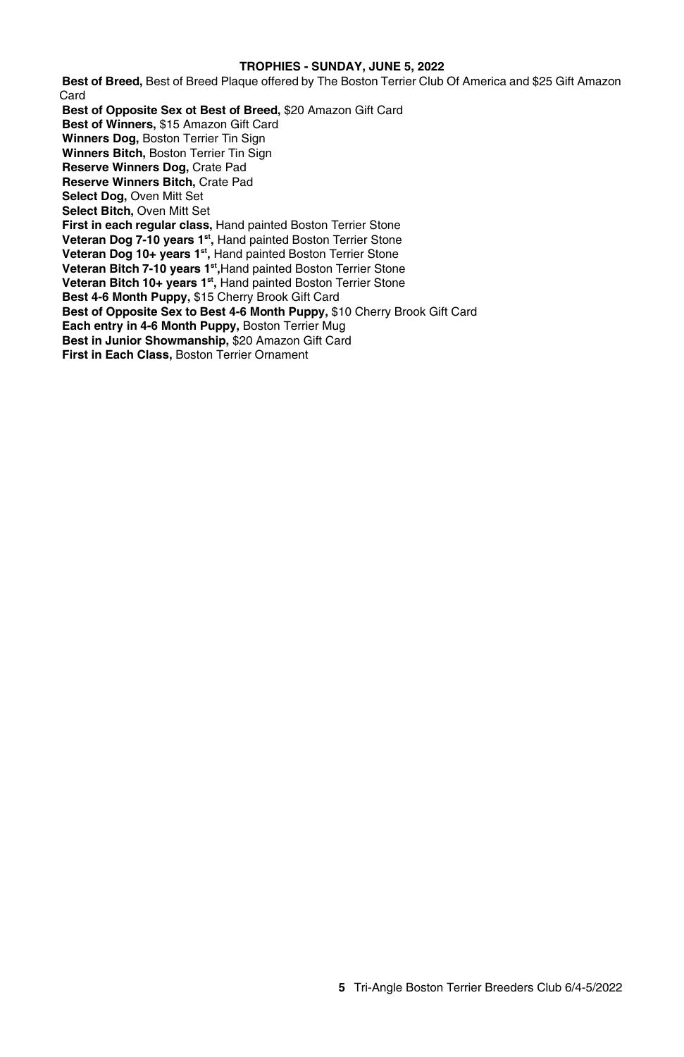### TROPHIES - SUNDAY, JUNE 5, 2022

**Best of Breed,** Best of Breed Plaque offered by The Boston Terrier Club Of America and $25 Gift Amazon Card
**Best of Opposite Sex ot Best of Breed,** $20 Amazon Gift Card
**Best of Winners,** $15 Amazon Gift Card
**Winners Dog,** Boston Terrier Tin Sign
**Winners Bitch,** Boston Terrier Tin Sign
**Reserve Winners Dog,** Crate Pad
**Reserve Winners Bitch,** Crate Pad
**Select Dog,** Oven Mitt Set
**Select Bitch,** Oven Mitt Set
**First in each regular class,** Hand painted Boston Terrier Stone
**Veteran Dog 7-10 years 1st,** Hand painted Boston Terrier Stone
**Veteran Dog 10+ years 1st,** Hand painted Boston Terrier Stone
**Veteran Bitch 7-10 years 1st,** Hand painted Boston Terrier Stone
**Veteran Bitch 10+ years 1st,** Hand painted Boston Terrier Stone
**Best 4-6 Month Puppy,** $15 Cherry Brook Gift Card
**Best of Opposite Sex to Best 4-6 Month Puppy,** $10 Cherry Brook Gift Card
**Each entry in 4-6 Month Puppy,** Boston Terrier Mug
**Best in Junior Showmanship,** $20 Amazon Gift Card
**First in Each Class,** Boston Terrier Ornament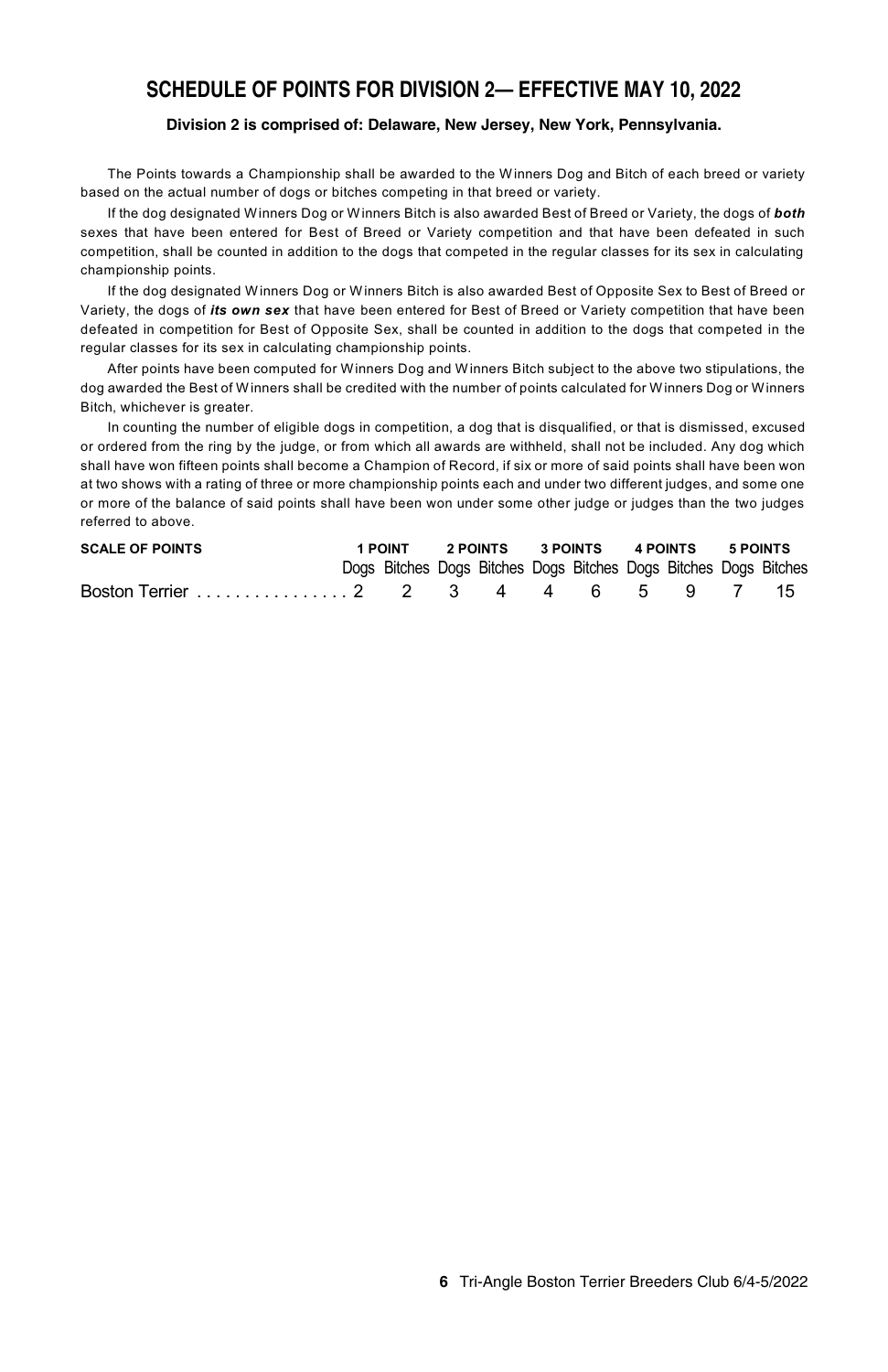# SCHEDULE OF POINTS FOR DIVISION 2— EFFECTIVE MAY 10, 2022

**Division 2 is comprised of: Delaware, New Jersey, New York, Pennsylvania.**

The Points towards a Championship shall be awarded to the Winners Dog and Bitch of each breed or variety based on the actual number of dogs or bitches competing in that breed or variety.

If the dog designated Winners Dog or Winners Bitch is also awarded Best of Breed or Variety, the dogs of ***both*** sexes that have been entered for Best of Breed or Variety competition and that have been defeated in such competition, shall be counted in addition to the dogs that competed in the regular classes for its sex in calculating championship points.

If the dog designated Winners Dog or Winners Bitch is also awarded Best of Opposite Sex to Best of Breed or Variety, the dogs of ***its own sex*** that have been entered for Best of Breed or Variety competition that have been defeated in competition for Best of Opposite Sex, shall be counted in addition to the dogs that competed in the regular classes for its sex in calculating championship points.

After points have been computed for Winners Dog and Winners Bitch subject to the above two stipulations, the dog awarded the Best of Winners shall be credited with the number of points calculated for Winners Dog or Winners Bitch, whichever is greater.

In counting the number of eligible dogs in competition, a dog that is disqualified, or that is dismissed, excused or ordered from the ring by the judge, or from which all awards are withheld, shall not be included. Any dog which shall have won fifteen points shall become a Champion of Record, if six or more of said points shall have been won at two shows with a rating of three or more championship points each and under two different judges, and some one or more of the balance of said points shall have been won under some other judge or judges than the two judges referred to above.

| **SCALE OF POINTS** | **1 POINT** | | **2 POINTS** | | **3 POINTS** | | **4 POINTS** | | **5 POINTS** | |
|---|---|---|---|---|---|---|---|---|---|---|
| | Dogs | Bitches | Dogs | Bitches | Dogs | Bitches | Dogs | Bitches | Dogs | Bitches |
| Boston Terrier | 2 | 2 | 3 | 4 | 4 | 6 | 5 | 9 | 7 | 15 |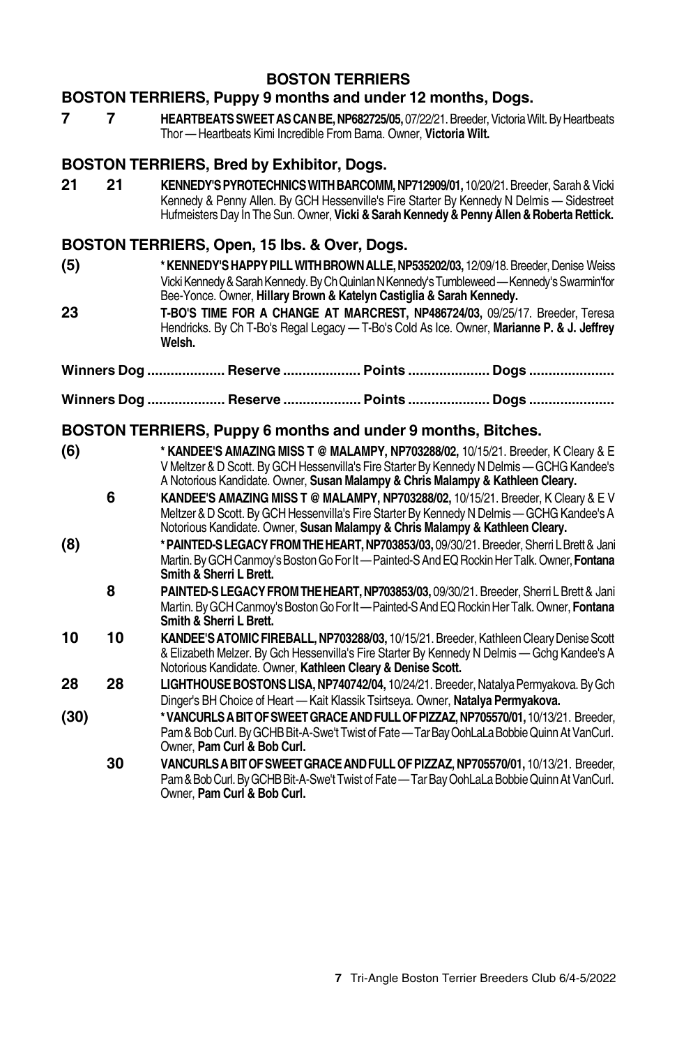## BOSTON TERRIERS

### BOSTON TERRIERS, Puppy 9 months and under 12 months, Dogs.

7 7 **HEARTBEATS SWEET AS CAN BE, NP682725/05,** 07/22/21. Breeder, Victoria Wilt. By Heartbeats Thor — Heartbeats Kimi Incredible From Bama. Owner, **Victoria Wilt.**

### BOSTON TERRIERS, Bred by Exhibitor, Dogs.

21 21 **KENNEDY'S PYROTECHNICS WITH BARCOMM, NP712909/01,** 10/20/21. Breeder, Sarah & Vicki Kennedy & Penny Allen. By GCH Hessenville's Fire Starter By Kennedy N Delmis — Sidestreet Hufmeisters Day In The Sun. Owner, **Vicki & Sarah Kennedy & Penny Allen & Roberta Rettick.**

### BOSTON TERRIERS, Open, 15 lbs. & Over, Dogs.

(5) **\* KENNEDY'S HAPPY PILL WITH BROWN ALLE, NP535202/03,** 12/09/18. Breeder, Denise Weiss Vicki Kennedy & Sarah Kennedy. By Ch Quinlan N Kennedy's Tumbleweed — Kennedy's Swarmin'for Bee-Yonce. Owner, **Hillary Brown & Katelyn Castiglia & Sarah Kennedy.**

23 **T-BO'S TIME FOR A CHANGE AT MARCREST, NP486724/03,** 09/25/17. Breeder, Teresa Hendricks. By Ch T-Bo's Regal Legacy — T-Bo's Cold As Ice. Owner, **Marianne P. & J. Jeffrey Welsh.**

**Winners Dog .................... Reserve .................... Points ..................... Dogs ......................**

**Winners Dog .................... Reserve .................... Points ..................... Dogs ......................**

### BOSTON TERRIERS, Puppy 6 months and under 9 months, Bitches.

(6) **\* KANDEE'S AMAZING MISS T @ MALAMPY, NP703288/02,** 10/15/21. Breeder, K Cleary & E V Meltzer & D Scott. By GCH Hessenvilla's Fire Starter By Kennedy N Delmis — GCHG Kandee's A Notorious Kandidate. Owner, **Susan Malampy & Chris Malampy & Kathleen Cleary.**

6 **KANDEE'S AMAZING MISS T @ MALAMPY, NP703288/02,** 10/15/21. Breeder, K Cleary & E V Meltzer & D Scott. By GCH Hessenvilla's Fire Starter By Kennedy N Delmis — GCHG Kandee's A Notorious Kandidate. Owner, **Susan Malampy & Chris Malampy & Kathleen Cleary.**

(8) **\* PAINTED-S LEGACY FROM THE HEART, NP703853/03,** 09/30/21. Breeder, Sherri L Brett & Jani Martin. By GCH Canmoy's Boston Go For It — Painted-S And EQ Rockin Her Talk. Owner, **Fontana Smith & Sherri L Brett.**

8 **PAINTED-S LEGACY FROM THE HEART, NP703853/03,** 09/30/21. Breeder, Sherri L Brett & Jani Martin. By GCH Canmoy's Boston Go For It — Painted-S And EQ Rockin Her Talk. Owner, **Fontana Smith & Sherri L Brett.**

10 10 **KANDEE'S ATOMIC FIREBALL, NP703288/03,** 10/15/21. Breeder, Kathleen Cleary Denise Scott & Elizabeth Melzer. By Gch Hessenvilla's Fire Starter By Kennedy N Delmis — Gchg Kandee's A Notorious Kandidate. Owner, **Kathleen Cleary & Denise Scott.**

28 28 **LIGHTHOUSE BOSTONS LISA, NP740742/04,** 10/24/21. Breeder, Natalya Permyakova. By Gch Dinger's BH Choice of Heart — Kait Klassik Tsirtseya. Owner, **Natalya Permyakova.**

(30) **\* VANCURLS A BIT OF SWEET GRACE AND FULL OF PIZZAZ, NP705570/01,** 10/13/21. Breeder, Pam & Bob Curl. By GCHB Bit-A-Swe't Twist of Fate — Tar Bay OohLaLa Bobbie Quinn At VanCurl. Owner, **Pam Curl & Bob Curl.**

30 **VANCURLS A BIT OF SWEET GRACE AND FULL OF PIZZAZ, NP705570/01,** 10/13/21. Breeder, Pam & Bob Curl. By GCHB Bit-A-Swe't Twist of Fate — Tar Bay OohLaLa Bobbie Quinn At VanCurl. Owner, **Pam Curl & Bob Curl.**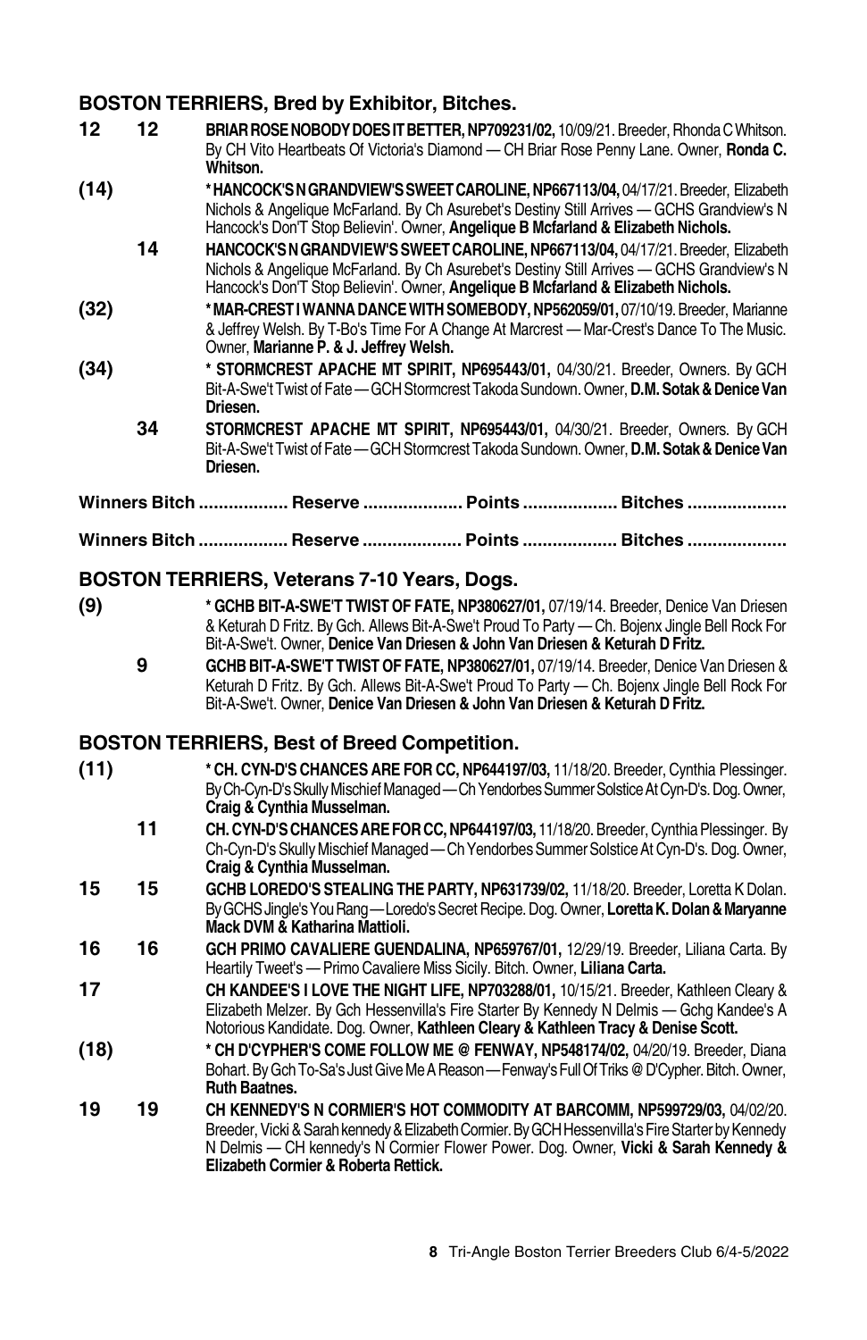### BOSTON TERRIERS, Bred by Exhibitor, Bitches.

**12** **12** **BRIAR ROSE NOBODY DOES IT BETTER, NP709231/02,** 10/09/21. Breeder, Rhonda C Whitson. By CH Vito Heartbeats Of Victoria's Diamond — CH Briar Rose Penny Lane. Owner, **Ronda C. Whitson.**

**(14)** *** HANCOCK'S N GRANDVIEW'S SWEET CAROLINE, NP667113/04,** 04/17/21. Breeder, Elizabeth Nichols & Angelique McFarland. By Ch Asurebet's Destiny Still Arrives — GCHS Grandview's N Hancock's Don'T Stop Believin'. Owner, **Angelique B Mcfarland & Elizabeth Nichols.**

**14** **HANCOCK'S N GRANDVIEW'S SWEET CAROLINE, NP667113/04,** 04/17/21. Breeder, Elizabeth Nichols & Angelique McFarland. By Ch Asurebet's Destiny Still Arrives — GCHS Grandview's N Hancock's Don'T Stop Believin'. Owner, **Angelique B Mcfarland & Elizabeth Nichols.**

**(32)** *** MAR-CREST I WANNA DANCE WITH SOMEBODY, NP562059/01,** 07/10/19. Breeder, Marianne & Jeffrey Welsh. By T-Bo's Time For A Change At Marcrest — Mar-Crest's Dance To The Music. Owner, **Marianne P. & J. Jeffrey Welsh.**

**(34)** *** STORMCREST APACHE MT SPIRIT, NP695443/01,** 04/30/21. Breeder, Owners. By GCH Bit-A-Swe't Twist of Fate — GCH Stormcrest Takoda Sundown. Owner, **D.M. Sotak & Denice Van Driesen.**

**34** **STORMCREST APACHE MT SPIRIT, NP695443/01,** 04/30/21. Breeder, Owners. By GCH Bit-A-Swe't Twist of Fate — GCH Stormcrest Takoda Sundown. Owner, **D.M. Sotak & Denice Van Driesen.**

**Winners Bitch .................. Reserve .................... Points ................... Bitches ....................**

**Winners Bitch .................. Reserve .................... Points ................... Bitches ....................**

### BOSTON TERRIERS, Veterans 7-10 Years, Dogs.

**(9)** *** GCHB BIT-A-SWE'T TWIST OF FATE, NP380627/01,** 07/19/14. Breeder, Denice Van Driesen & Keturah D Fritz. By Gch. Allews Bit-A-Swe't Proud To Party — Ch. Bojenx Jingle Bell Rock For Bit-A-Swe't. Owner, **Denice Van Driesen & John Van Driesen & Keturah D Fritz.**

**9** **GCHB BIT-A-SWE'T TWIST OF FATE, NP380627/01,** 07/19/14. Breeder, Denice Van Driesen & Keturah D Fritz. By Gch. Allews Bit-A-Swe't Proud To Party — Ch. Bojenx Jingle Bell Rock For Bit-A-Swe't. Owner, **Denice Van Driesen & John Van Driesen & Keturah D Fritz.**

### BOSTON TERRIERS, Best of Breed Competition.

**(11)** *** CH. CYN-D'S CHANCES ARE FOR CC, NP644197/03,** 11/18/20. Breeder, Cynthia Plessinger. By Ch-Cyn-D's Skully Mischief Managed — Ch Yendorbes Summer Solstice At Cyn-D's. Dog. Owner, **Craig & Cynthia Musselman.**

**11** **CH. CYN-D'S CHANCES ARE FOR CC, NP644197/03,** 11/18/20. Breeder, Cynthia Plessinger. By Ch-Cyn-D's Skully Mischief Managed — Ch Yendorbes Summer Solstice At Cyn-D's. Dog. Owner, **Craig & Cynthia Musselman.**

**15** **15** **GCHB LOREDO'S STEALING THE PARTY, NP631739/02,** 11/18/20. Breeder, Loretta K Dolan. By GCHS Jingle's You Rang — Loredo's Secret Recipe. Dog. Owner, **Loretta K. Dolan & Maryanne Mack DVM & Katharina Mattioli.**

**16** **16** **GCH PRIMO CAVALIERE GUENDALINA, NP659767/01,** 12/29/19. Breeder, Liliana Carta. By Heartily Tweet's — Primo Cavaliere Miss Sicily. Bitch. Owner, **Liliana Carta.**

**17** **CH KANDEE'S I LOVE THE NIGHT LIFE, NP703288/01,** 10/15/21. Breeder, Kathleen Cleary & Elizabeth Melzer. By Gch Hessenvilla's Fire Starter By Kennedy N Delmis — Gchg Kandee's A Notorious Kandidate. Dog. Owner, **Kathleen Cleary & Kathleen Tracy & Denise Scott.**

**(18)** *** CH D'CYPHER'S COME FOLLOW ME @ FENWAY, NP548174/02,** 04/20/19. Breeder, Diana Bohart. By Gch To-Sa's Just Give Me A Reason — Fenway's Full Of Triks @ D'Cypher. Bitch. Owner, **Ruth Baatnes.**

**19** **19** **CH KENNEDY'S N CORMIER'S HOT COMMODITY AT BARCOMM, NP599729/03,** 04/02/20. Breeder, Vicki & Sarah kennedy & Elizabeth Cormier. By GCH Hessenvilla's Fire Starter by Kennedy N Delmis — CH kennedy's N Cormier Flower Power. Dog. Owner, **Vicki & Sarah Kennedy & Elizabeth Cormier & Roberta Rettick.**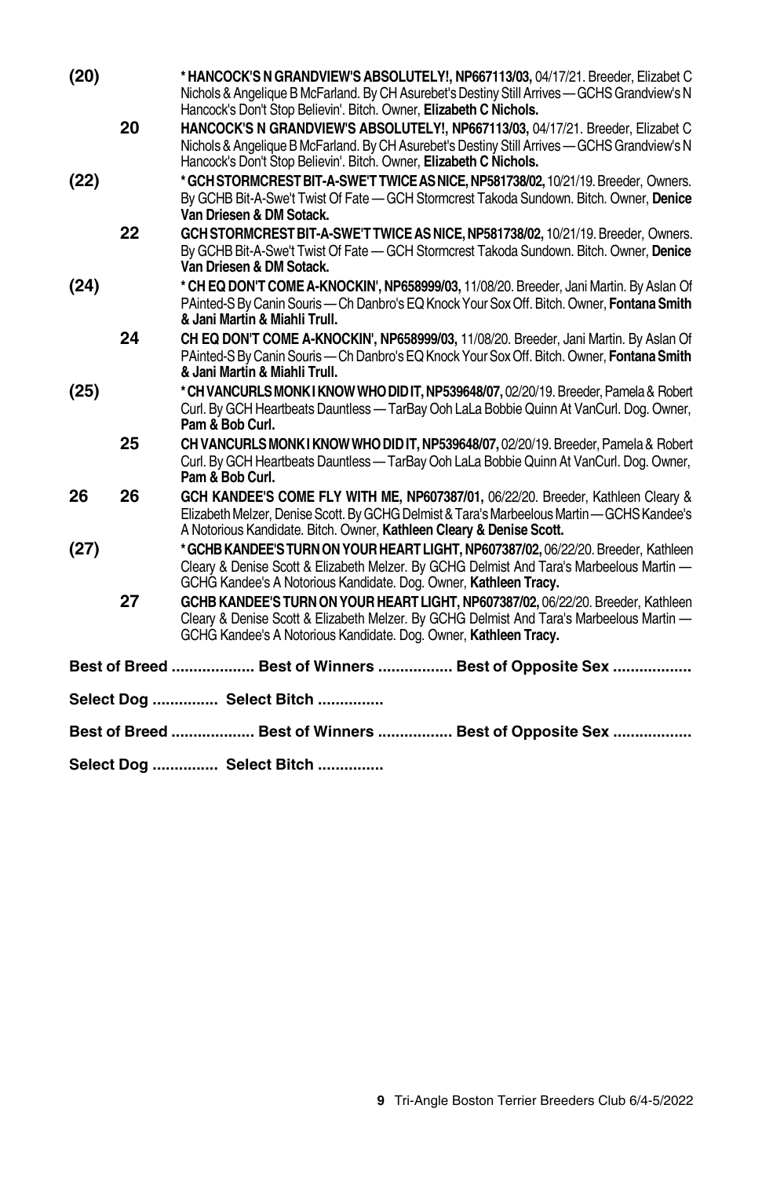**(20)** **\* HANCOCK'S N GRANDVIEW'S ABSOLUTELY!, NP667113/03,** 04/17/21. Breeder, Elizabet C Nichols & Angelique B McFarland. By CH Asurebet's Destiny Still Arrives — GCHS Grandview's N Hancock's Don't Stop Believin'. Bitch. Owner, **Elizabeth C Nichols.**

**20** **HANCOCK'S N GRANDVIEW'S ABSOLUTELY!, NP667113/03,** 04/17/21. Breeder, Elizabet C Nichols & Angelique B McFarland. By CH Asurebet's Destiny Still Arrives — GCHS Grandview's N Hancock's Don't Stop Believin'. Bitch. Owner, **Elizabeth C Nichols.**

**(22)** **\* GCH STORMCREST BIT-A-SWE'T TWICE AS NICE, NP581738/02,** 10/21/19. Breeder, Owners. By GCHB Bit-A-Swe't Twist Of Fate — GCH Stormcrest Takoda Sundown. Bitch. Owner, **Denice Van Driesen & DM Sotack.**

**22** **GCH STORMCREST BIT-A-SWE'T TWICE AS NICE, NP581738/02,** 10/21/19. Breeder, Owners. By GCHB Bit-A-Swe't Twist Of Fate — GCH Stormcrest Takoda Sundown. Bitch. Owner, **Denice Van Driesen & DM Sotack.**

**(24)** **\* CH EQ DON'T COME A-KNOCKIN', NP658999/03,** 11/08/20. Breeder, Jani Martin. By Aslan Of PAinted-S By Canin Souris — Ch Danbro's EQ Knock Your Sox Off. Bitch. Owner, **Fontana Smith & Jani Martin & Miahli Trull.**

**24** **CH EQ DON'T COME A-KNOCKIN', NP658999/03,** 11/08/20. Breeder, Jani Martin. By Aslan Of PAinted-S By Canin Souris — Ch Danbro's EQ Knock Your Sox Off. Bitch. Owner, **Fontana Smith & Jani Martin & Miahli Trull.**

**(25)** **\* CH VANCURLS MONK I KNOW WHO DID IT, NP539648/07,** 02/20/19. Breeder, Pamela & Robert Curl. By GCH Heartbeats Dauntless — TarBay Ooh LaLa Bobbie Quinn At VanCurl. Dog. Owner, **Pam & Bob Curl.**

**25** **CH VANCURLS MONK I KNOW WHO DID IT, NP539648/07,** 02/20/19. Breeder, Pamela & Robert Curl. By GCH Heartbeats Dauntless — TarBay Ooh LaLa Bobbie Quinn At VanCurl. Dog. Owner, **Pam & Bob Curl.**

**26** **26** **GCH KANDEE'S COME FLY WITH ME, NP607387/01,** 06/22/20. Breeder, Kathleen Cleary & Elizabeth Melzer, Denise Scott. By GCHG Delmist & Tara's Marbeelous Martin — GCHS Kandee's A Notorious Kandidate. Bitch. Owner, **Kathleen Cleary & Denise Scott.**

**(27)** **\* GCHB KANDEE'S TURN ON YOUR HEART LIGHT, NP607387/02,** 06/22/20. Breeder, Kathleen Cleary & Denise Scott & Elizabeth Melzer. By GCHG Delmist And Tara's Marbeelous Martin — GCHG Kandee's A Notorious Kandidate. Dog. Owner, **Kathleen Tracy.**

**27** **GCHB KANDEE'S TURN ON YOUR HEART LIGHT, NP607387/02,** 06/22/20. Breeder, Kathleen Cleary & Denise Scott & Elizabeth Melzer. By GCHG Delmist And Tara's Marbeelous Martin — GCHG Kandee's A Notorious Kandidate. Dog. Owner, **Kathleen Tracy.**

**Best of Breed ................... Best of Winners ................. Best of Opposite Sex ..................**

**Select Dog ............... Select Bitch ...............**

**Best of Breed ................... Best of Winners ................. Best of Opposite Sex ..................**

**Select Dog ............... Select Bitch ...............**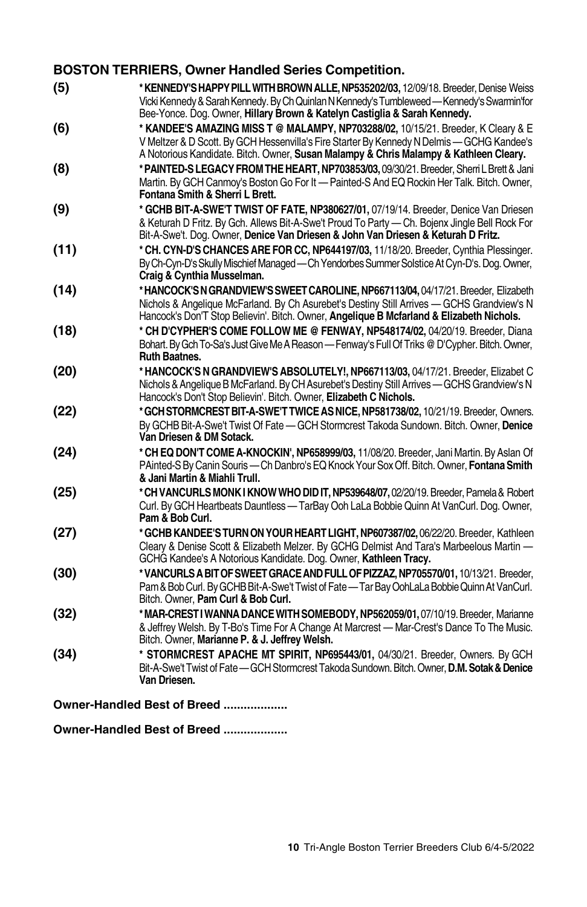### BOSTON TERRIERS, Owner Handled Series Competition.

**(5)** **\* KENNEDY'S HAPPY PILL WITH BROWN ALLE, NP535202/03,** 12/09/18. Breeder, Denise Weiss Vicki Kennedy & Sarah Kennedy. By Ch Quinlan N Kennedy's Tumbleweed — Kennedy's Swarmin'for Bee-Yonce. Dog. Owner, **Hillary Brown & Katelyn Castiglia & Sarah Kennedy.**

**(6)** **\* KANDEE'S AMAZING MISS T @ MALAMPY, NP703288/02,** 10/15/21. Breeder, K Cleary & E V Meltzer & D Scott. By GCH Hessenvilla's Fire Starter By Kennedy N Delmis — GCHG Kandee's A Notorious Kandidate. Bitch. Owner, **Susan Malampy & Chris Malampy & Kathleen Cleary.**

**(8)** **\* PAINTED-S LEGACY FROM THE HEART, NP703853/03,** 09/30/21. Breeder, Sherri L Brett & Jani Martin. By GCH Canmoy's Boston Go For It — Painted-S And EQ Rockin Her Talk. Bitch. Owner, **Fontana Smith & Sherri L Brett.**

**(9)** **\* GCHB BIT-A-SWE'T TWIST OF FATE, NP380627/01,** 07/19/14. Breeder, Denice Van Driesen & Keturah D Fritz. By Gch. Allews Bit-A-Swe't Proud To Party — Ch. Bojenx Jingle Bell Rock For Bit-A-Swe't. Dog. Owner, **Denice Van Driesen & John Van Driesen & Keturah D Fritz.**

**(11)** **\* CH. CYN-D'S CHANCES ARE FOR CC, NP644197/03,** 11/18/20. Breeder, Cynthia Plessinger. By Ch-Cyn-D's Skully Mischief Managed — Ch Yendorbes Summer Solstice At Cyn-D's. Dog. Owner, **Craig & Cynthia Musselman.**

**(14)** **\* HANCOCK'S N GRANDVIEW'S SWEET CAROLINE, NP667113/04,** 04/17/21. Breeder, Elizabeth Nichols & Angelique McFarland. By Ch Asurebet's Destiny Still Arrives — GCHS Grandview's N Hancock's Don'T Stop Believin'. Bitch. Owner, **Angelique B Mcfarland & Elizabeth Nichols.**

**(18)** **\* CH D'CYPHER'S COME FOLLOW ME @ FENWAY, NP548174/02,** 04/20/19. Breeder, Diana Bohart. By Gch To-Sa's Just Give Me A Reason — Fenway's Full Of Triks @ D'Cypher. Bitch. Owner, **Ruth Baatnes.**

**(20)** **\* HANCOCK'S N GRANDVIEW'S ABSOLUTELY!, NP667113/03,** 04/17/21. Breeder, Elizabet C Nichols & Angelique B McFarland. By CH Asurebet's Destiny Still Arrives — GCHS Grandview's N Hancock's Don't Stop Believin'. Bitch. Owner, **Elizabeth C Nichols.**

**(22)** **\* GCH STORMCREST BIT-A-SWE'T TWICE AS NICE, NP581738/02,** 10/21/19. Breeder, Owners. By GCHB Bit-A-Swe't Twist Of Fate — GCH Stormcrest Takoda Sundown. Bitch. Owner, **Denice Van Driesen & DM Sotack.**

**(24)** **\* CH EQ DON'T COME A-KNOCKIN', NP658999/03,** 11/08/20. Breeder, Jani Martin. By Aslan Of PAinted-S By Canin Souris — Ch Danbro's EQ Knock Your Sox Off. Bitch. Owner, **Fontana Smith & Jani Martin & Miahli Trull.**

**(25)** **\* CH VANCURLS MONK I KNOW WHO DID IT, NP539648/07,** 02/20/19. Breeder, Pamela & Robert Curl. By GCH Heartbeats Dauntless — TarBay Ooh LaLa Bobbie Quinn At VanCurl. Dog. Owner, **Pam & Bob Curl.**

**(27)** **\* GCHB KANDEE'S TURN ON YOUR HEART LIGHT, NP607387/02,** 06/22/20. Breeder, Kathleen Cleary & Denise Scott & Elizabeth Melzer. By GCHG Delmist And Tara's Marbeelous Martin — GCHG Kandee's A Notorious Kandidate. Dog. Owner, **Kathleen Tracy.**

**(30)** **\* VANCURLS A BIT OF SWEET GRACE AND FULL OF PIZZAZ, NP705570/01,** 10/13/21. Breeder, Pam & Bob Curl. By GCHB Bit-A-Swe't Twist of Fate — Tar Bay OohLaLa Bobbie Quinn At VanCurl. Bitch. Owner, **Pam Curl & Bob Curl.**

**(32)** **\* MAR-CREST I WANNA DANCE WITH SOMEBODY, NP562059/01,** 07/10/19. Breeder, Marianne & Jeffrey Welsh. By T-Bo's Time For A Change At Marcrest — Mar-Crest's Dance To The Music. Bitch. Owner, **Marianne P. & J. Jeffrey Welsh.**

**(34)** **\* STORMCREST APACHE MT SPIRIT, NP695443/01,** 04/30/21. Breeder, Owners. By GCH Bit-A-Swe't Twist of Fate — GCH Stormcrest Takoda Sundown. Bitch. Owner, **D.M. Sotak & Denice Van Driesen.**

**Owner-Handled Best of Breed ..................**

**Owner-Handled Best of Breed ..................**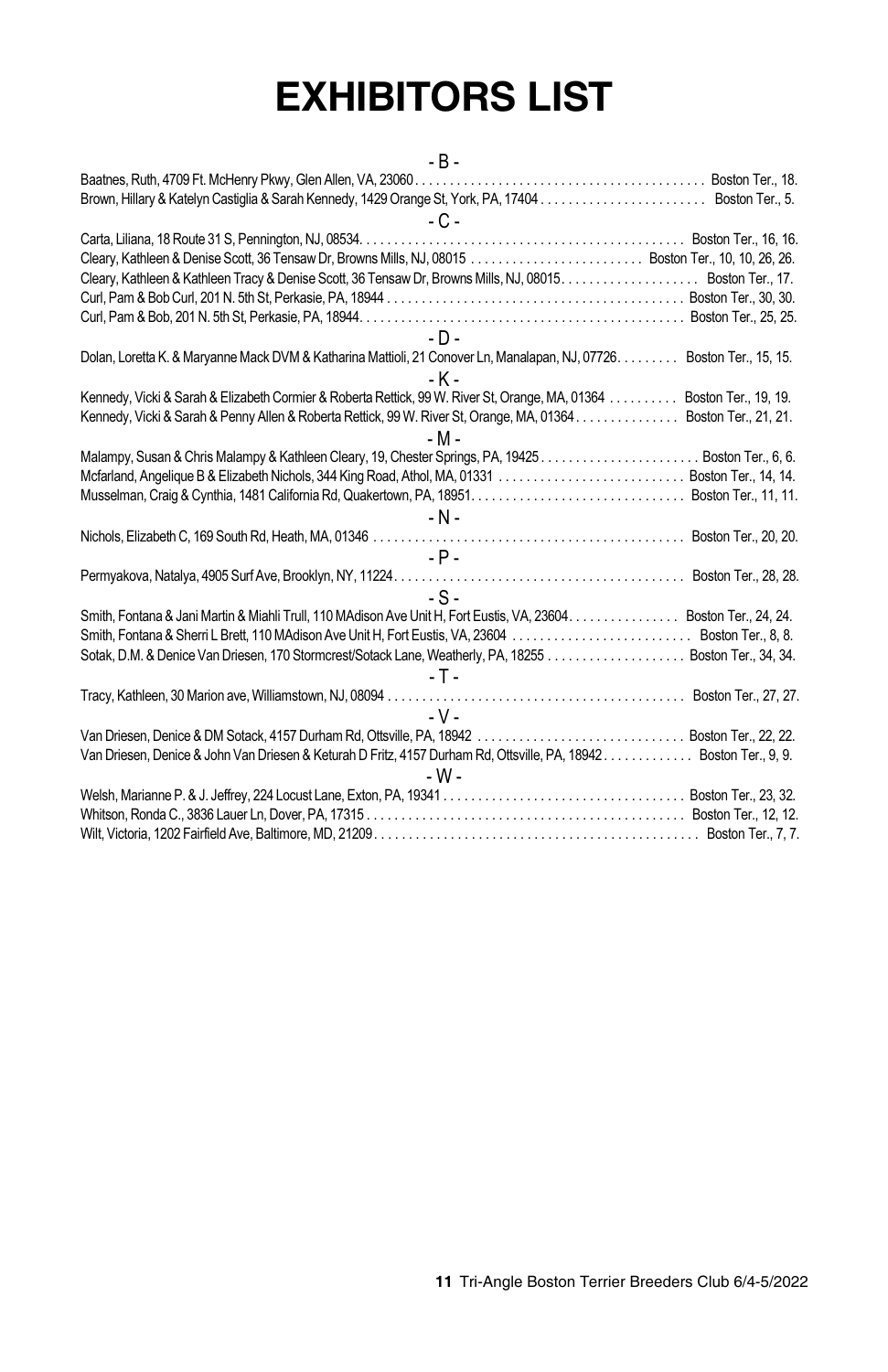# EXHIBITORS LIST

- B -

Baatnes, Ruth, 4709 Ft. McHenry Pkwy, Glen Allen, VA, 23060 . . . . . . . . . . . . . . . . . . . . . . . . . . . . . . . . . . . . . . . . . . Boston Ter., 18.

Brown, Hillary & Katelyn Castiglia & Sarah Kennedy, 1429 Orange St, York, PA, 17404 . . . . . . . . . . . . . . . . . . . . . . . . Boston Ter., 5.

- C -

Carta, Liliana, 18 Route 31 S, Pennington, NJ, 08534. . . . . . . . . . . . . . . . . . . . . . . . . . . . . . . . . . . . . . . . . . . . . . . . Boston Ter., 16, 16.

Cleary, Kathleen & Denise Scott, 36 Tensaw Dr, Browns Mills, NJ, 08015 . . . . . . . . . . . . . . . . . . . . . . . . . Boston Ter., 10, 10, 26, 26.

Cleary, Kathleen & Kathleen Tracy & Denise Scott, 36 Tensaw Dr, Browns Mills, NJ, 08015. . . . . . . . . . . . . . . . . . . . Boston Ter., 17.

Curl, Pam & Bob Curl, 201 N. 5th St, Perkasie, PA, 18944 . . . . . . . . . . . . . . . . . . . . . . . . . . . . . . . . . . . . . . . . . . . Boston Ter., 30, 30.

Curl, Pam & Bob, 201 N. 5th St, Perkasie, PA, 18944. . . . . . . . . . . . . . . . . . . . . . . . . . . . . . . . . . . . . . . . . . . . . . . . Boston Ter., 25, 25.

- D -

Dolan, Loretta K. & Maryanne Mack DVM & Katharina Mattioli, 21 Conover Ln, Manalapan, NJ, 07726. . . . . . . . . Boston Ter., 15, 15.

- K -

Kennedy, Vicki & Sarah & Elizabeth Cormier & Roberta Rettick, 99 W. River St, Orange, MA, 01364 . . . . . . . . . . Boston Ter., 19, 19.

Kennedy, Vicki & Sarah & Penny Allen & Roberta Rettick, 99 W. River St, Orange, MA, 01364 . . . . . . . . . . . . . . . Boston Ter., 21, 21.

- M -

Malampy, Susan & Chris Malampy & Kathleen Cleary, 19, Chester Springs, PA, 19425 . . . . . . . . . . . . . . . . . . . . . . . Boston Ter., 6, 6.

Mcfarland, Angelique B & Elizabeth Nichols, 344 King Road, Athol, MA, 01331 . . . . . . . . . . . . . . . . . . . . . . . . . . . Boston Ter., 14, 14.

Musselman, Craig & Cynthia, 1481 California Rd, Quakertown, PA, 18951. . . . . . . . . . . . . . . . . . . . . . . . . . . . . . . . Boston Ter., 11, 11.

- N -

Nichols, Elizabeth C, 169 South Rd, Heath, MA, 01346 . . . . . . . . . . . . . . . . . . . . . . . . . . . . . . . . . . . . . . . . . . . . . . Boston Ter., 20, 20.

- P -

Permyakova, Natalya, 4905 Surf Ave, Brooklyn, NY, 11224. . . . . . . . . . . . . . . . . . . . . . . . . . . . . . . . . . . . . . . . . . . Boston Ter., 28, 28.

- S -

Smith, Fontana & Jani Martin & Miahli Trull, 110 MAdison Ave Unit H, Fort Eustis, VA, 23604. . . . . . . . . . . . . . . . Boston Ter., 24, 24.

Smith, Fontana & Sherri L Brett, 110 MAdison Ave Unit H, Fort Eustis, VA, 23604 . . . . . . . . . . . . . . . . . . . . . . . . . . Boston Ter., 8, 8.

Sotak, D.M. & Denice Van Driesen, 170 Stormcrest/Sotack Lane, Weatherly, PA, 18255 . . . . . . . . . . . . . . . . . . . . Boston Ter., 34, 34.

- T -

Tracy, Kathleen, 30 Marion ave, Williamstown, NJ, 08094 . . . . . . . . . . . . . . . . . . . . . . . . . . . . . . . . . . . . . . . . . . . . Boston Ter., 27, 27.

- V -

Van Driesen, Denice & DM Sotack, 4157 Durham Rd, Ottsville, PA, 18942 . . . . . . . . . . . . . . . . . . . . . . . . . . . . . . Boston Ter., 22, 22.

Van Driesen, Denice & John Van Driesen & Keturah D Fritz, 4157 Durham Rd, Ottsville, PA, 18942 . . . . . . . . . . . . . Boston Ter., 9, 9.

- W -

Welsh, Marianne P. & J. Jeffrey, 224 Locust Lane, Exton, PA, 19341 . . . . . . . . . . . . . . . . . . . . . . . . . . . . . . . . . . . Boston Ter., 23, 32.

Whitson, Ronda C., 3836 Lauer Ln, Dover, PA, 17315 . . . . . . . . . . . . . . . . . . . . . . . . . . . . . . . . . . . . . . . . . . . . . . . Boston Ter., 12, 12.

Wilt, Victoria, 1202 Fairfield Ave, Baltimore, MD, 21209. . . . . . . . . . . . . . . . . . . . . . . . . . . . . . . . . . . . . . . . . . . . . . . . Boston Ter., 7, 7.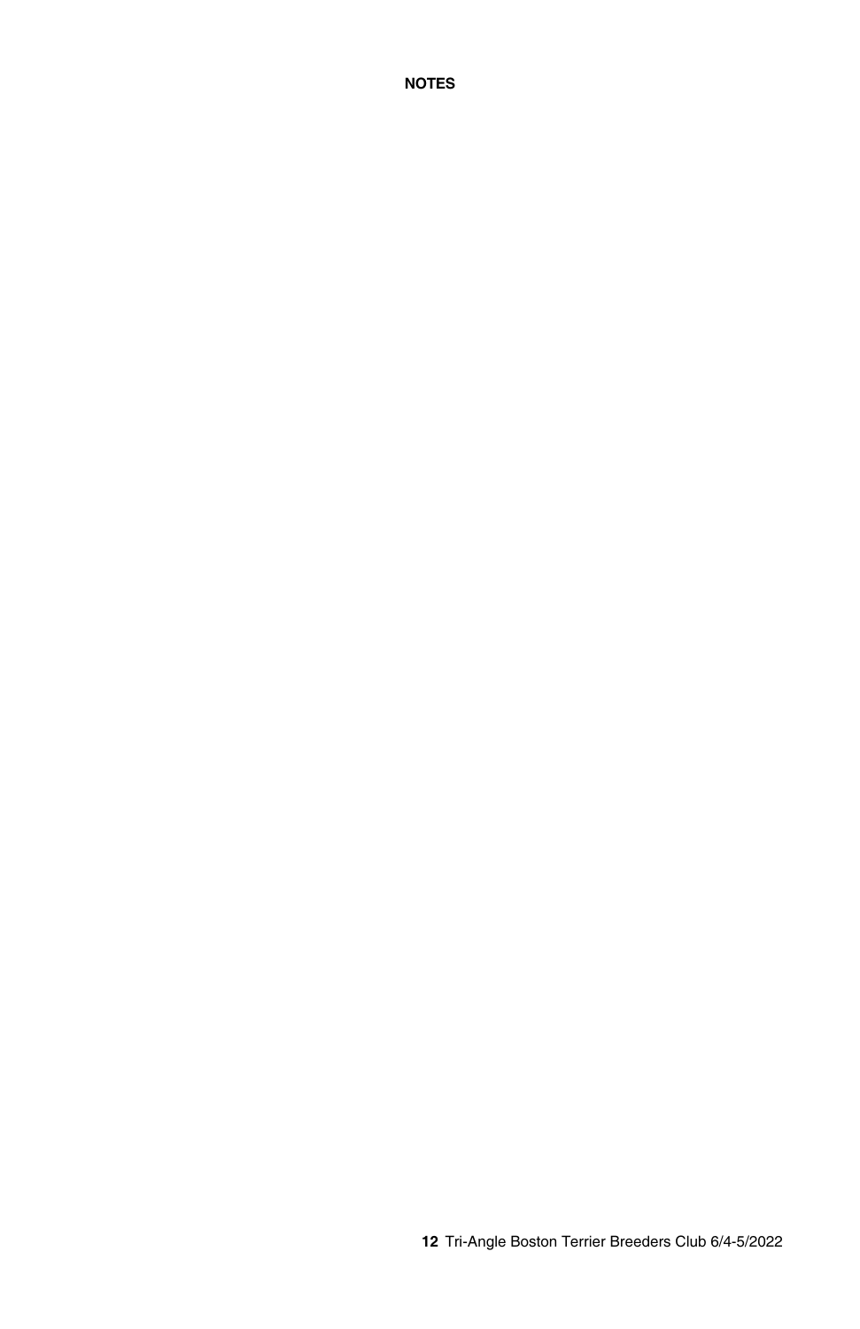**NOTES**